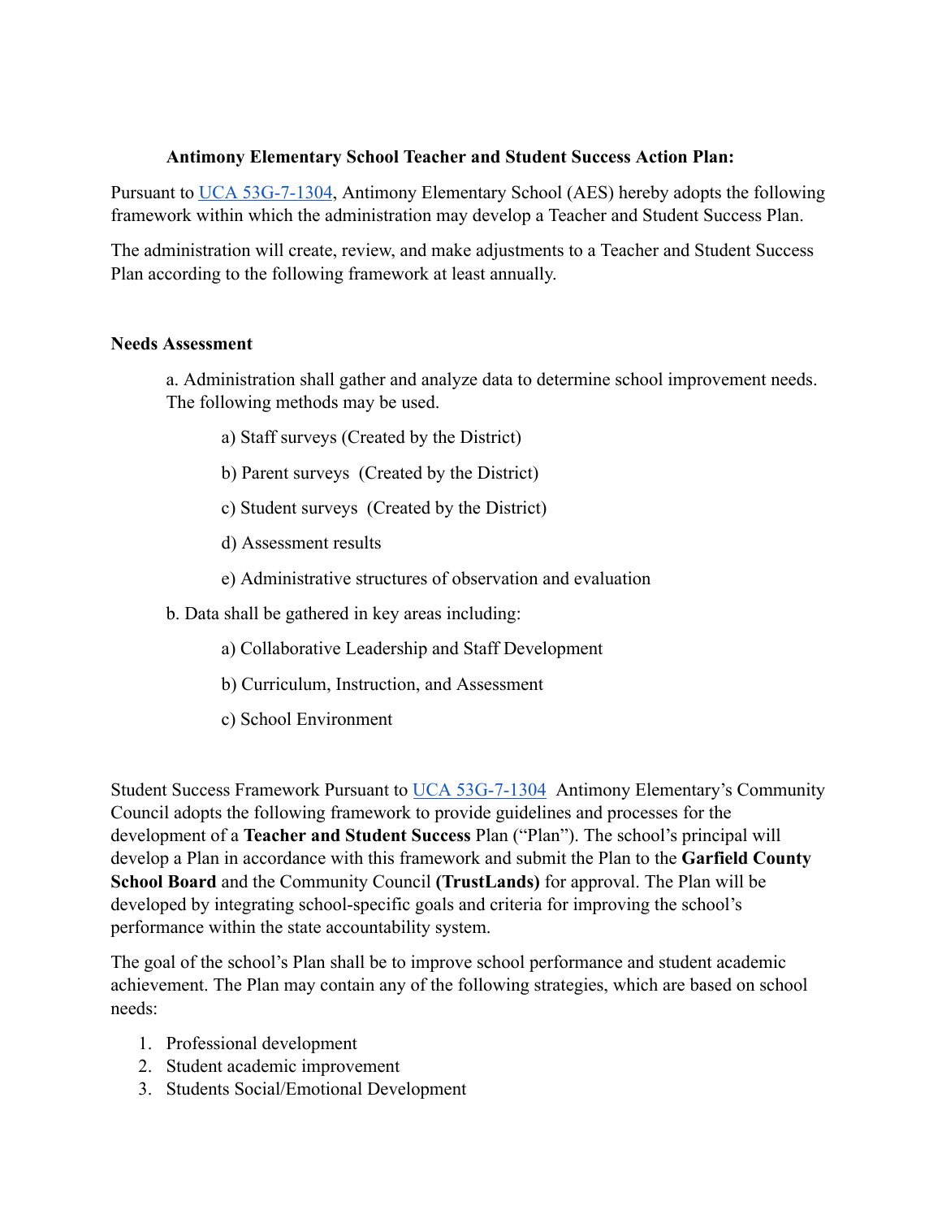**Antimony Elementary School Teacher and Student Success Action Plan:**

Pursuant to [UCA 53G-7-1304](), Antimony Elementary School (AES) hereby adopts the following framework within which the administration may develop a Teacher and Student Success Plan.

The administration will create, review, and make adjustments to a Teacher and Student Success Plan according to the following framework at least annually.

**Needs Assessment**

a. Administration shall gather and analyze data to determine school improvement needs. The following methods may be used.

- a) Staff surveys (Created by the District)
- b) Parent surveys (Created by the District)
- c) Student surveys (Created by the District)
- d) Assessment results
- e) Administrative structures of observation and evaluation

b. Data shall be gathered in key areas including:

- a) Collaborative Leadership and Staff Development
- b) Curriculum, Instruction, and Assessment
- c) School Environment

Student Success Framework Pursuant to [UCA 53G-7-1304]() Antimony Elementary's Community Council adopts the following framework to provide guidelines and processes for the development of a **Teacher and Student Success** Plan ("Plan"). The school's principal will develop a Plan in accordance with this framework and submit the Plan to the **Garfield County School Board** and the Community Council **(TrustLands)** for approval. The Plan will be developed by integrating school-specific goals and criteria for improving the school's performance within the state accountability system.

The goal of the school's Plan shall be to improve school performance and student academic achievement. The Plan may contain any of the following strategies, which are based on school needs:

1. Professional development
2. Student academic improvement
3. Students Social/Emotional Development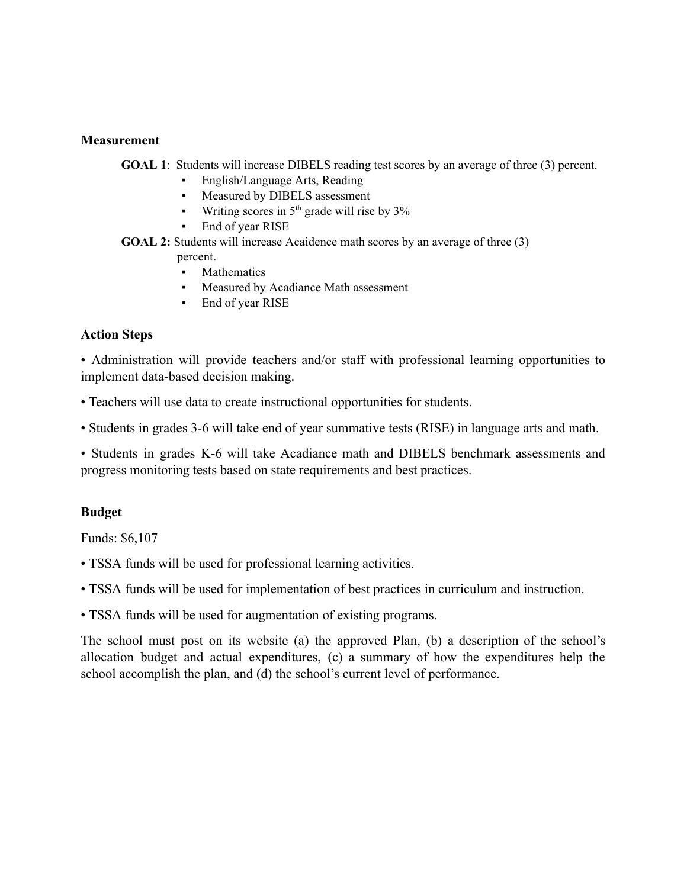**Measurement**

**GOAL 1**: Students will increase DIBELS reading test scores by an average of three (3) percent.

- English/Language Arts, Reading
- Measured by DIBELS assessment
- Writing scores in 5th grade will rise by 3%
- End of year RISE

**GOAL 2:** Students will increase Acaidence math scores by an average of three (3) percent.

- Mathematics
- Measured by Acadiance Math assessment
- End of year RISE

**Action Steps**

• Administration will provide teachers and/or staff with professional learning opportunities to implement data-based decision making.

• Teachers will use data to create instructional opportunities for students.

• Students in grades 3-6 will take end of year summative tests (RISE) in language arts and math.

• Students in grades K-6 will take Acadiance math and DIBELS benchmark assessments and progress monitoring tests based on state requirements and best practices.

**Budget**

Funds: $6,107

• TSSA funds will be used for professional learning activities.

• TSSA funds will be used for implementation of best practices in curriculum and instruction.

• TSSA funds will be used for augmentation of existing programs.

The school must post on its website (a) the approved Plan, (b) a description of the school's allocation budget and actual expenditures, (c) a summary of how the expenditures help the school accomplish the plan, and (d) the school's current level of performance.